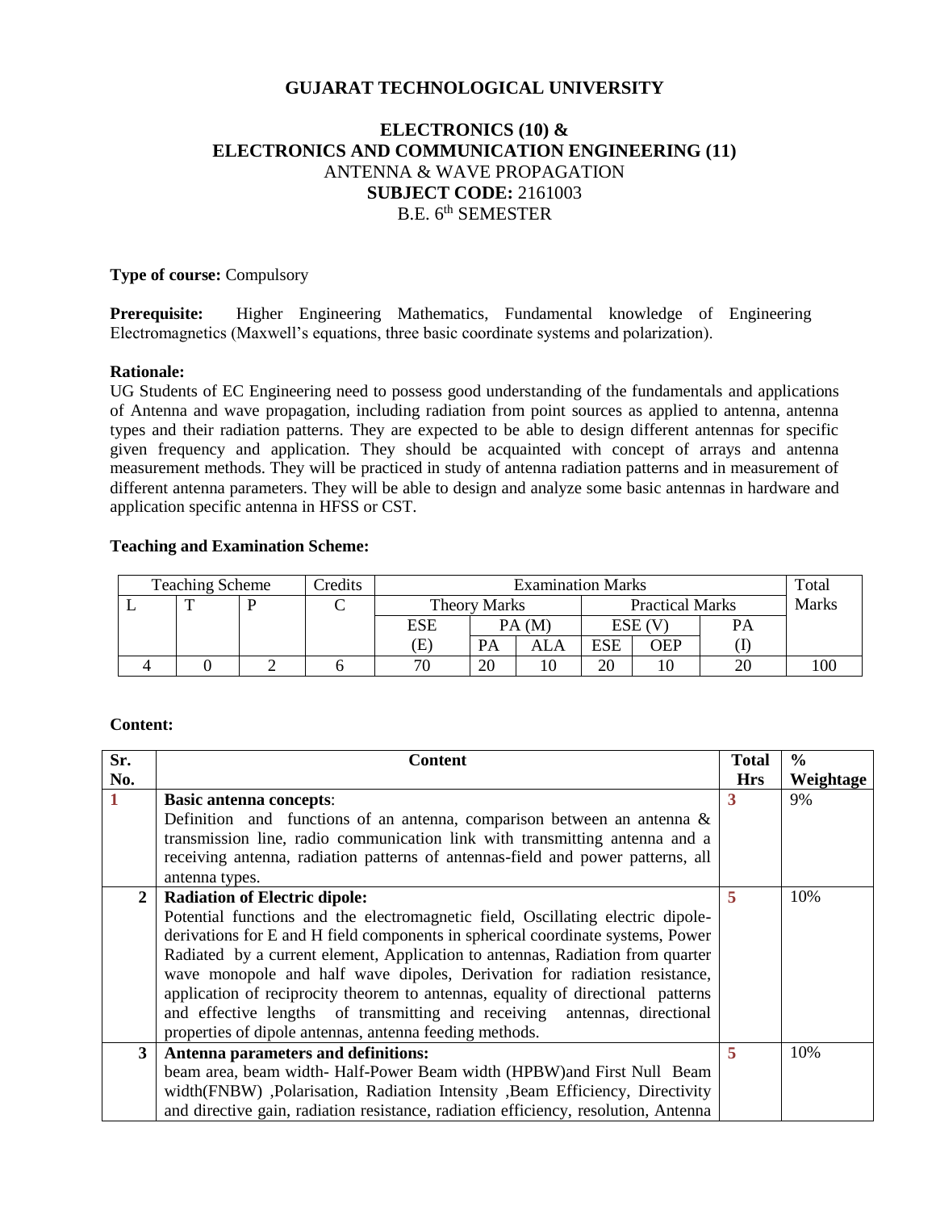# GUJARAT TECHNOLOGICAL UNIVERSITY

## ELECTRONICS (10) & ELECTRONICS AND COMMUNICATION ENGINEERING (11)

ANTENNA & WAVE PROPAGATION

**SUBJECT CODE:** 2161003

B.E. 6th SEMESTER

**Type of course:** Compulsory

**Prerequisite:** Higher Engineering Mathematics, Fundamental knowledge of Engineering Electromagnetics (Maxwell's equations, three basic coordinate systems and polarization).

**Rationale:**

UG Students of EC Engineering need to possess good understanding of the fundamentals and applications of Antenna and wave propagation, including radiation from point sources as applied to antenna, antenna types and their radiation patterns. They are expected to be able to design different antennas for specific given frequency and application. They should be acquainted with concept of arrays and antenna measurement methods. They will be practiced in study of antenna radiation patterns and in measurement of different antenna parameters. They will be able to design and analyze some basic antennas in hardware and application specific antenna in HFSS or CST.

**Teaching and Examination Scheme:**

| Teaching Scheme | | | Credits | Examination Marks | | | | | | Total Marks |
|---|---|---|---|---|---|---|---|---|---|---|
| | | | | Theory Marks | | | Practical Marks | | | |
| L | T | P | C | ESE (E) | PA (M) | | ESE (V) | | PA (I) | |
| | | | | | PA | ALA | ESE | OEP | | |
| 4 | 0 | 2 | 6 | 70 | 20 | 10 | 20 | 10 | 20 | 100 |

**Content:**

| Sr. No. | Content | Total Hrs | % Weightage |
|---|---|---|---|
| 1 | **Basic antenna concepts**: Definition and functions of an antenna, comparison between an antenna & transmission line, radio communication link with transmitting antenna and a receiving antenna, radiation patterns of antennas-field and power patterns, all antenna types. | 3 | 9% |
| 2 | **Radiation of Electric dipole:** Potential functions and the electromagnetic field, Oscillating electric dipole-derivations for E and H field components in spherical coordinate systems, Power Radiated by a current element, Application to antennas, Radiation from quarter wave monopole and half wave dipoles, Derivation for radiation resistance, application of reciprocity theorem to antennas, equality of directional patterns and effective lengths of transmitting and receiving antennas, directional properties of dipole antennas, antenna feeding methods. | 5 | 10% |
| 3 | **Antenna parameters and definitions:** beam area, beam width- Half-Power Beam width (HPBW)and First Null Beam width(FNBW) ,Polarisation, Radiation Intensity ,Beam Efficiency, Directivity and directive gain, radiation resistance, radiation efficiency, resolution, Antenna | 5 | 10% |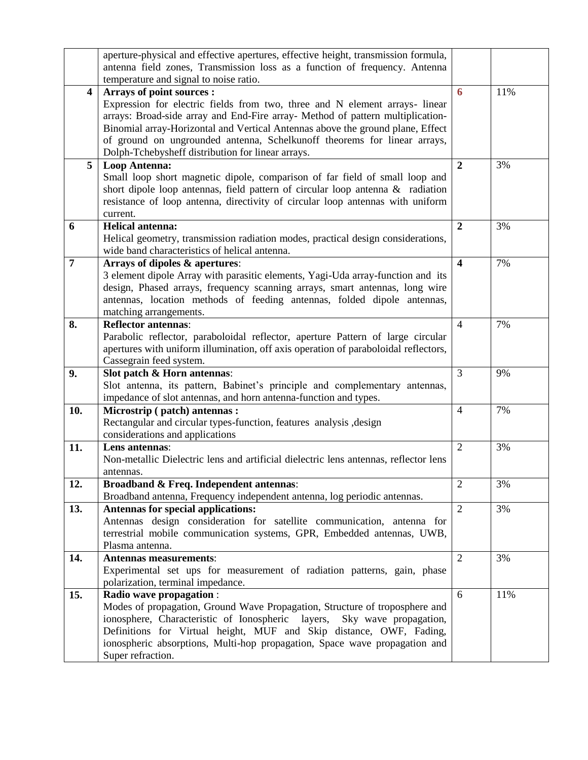| | | | |
|---|---|---|---|
| | aperture-physical and effective apertures, effective height, transmission formula, antenna field zones, Transmission loss as a function of frequency. Antenna temperature and signal to noise ratio. | | |
| **4** | **Arrays of point sources :** Expression for electric fields from two, three and N element arrays- linear arrays: Broad-side array and End-Fire array- Method of pattern multiplication-Binomial array-Horizontal and Vertical Antennas above the ground plane, Effect of ground on ungrounded antenna, Schelkunoff theorems for linear arrays, Dolph-Tchebysheff distribution for linear arrays. | **6** | 11% |
| **5** | **Loop Antenna:** Small loop short magnetic dipole, comparison of far field of small loop and short dipole loop antennas, field pattern of circular loop antenna & radiation resistance of loop antenna, directivity of circular loop antennas with uniform current. | **2** | 3% |
| **6** | **Helical antenna:** Helical geometry, transmission radiation modes, practical design considerations, wide band characteristics of helical antenna. | **2** | 3% |
| **7** | **Arrays of dipoles & apertures**: 3 element dipole Array with parasitic elements, Yagi-Uda array-function and its design, Phased arrays, frequency scanning arrays, smart antennas, long wire antennas, location methods of feeding antennas, folded dipole antennas, matching arrangements. | **4** | 7% |
| **8.** | **Reflector antennas**: Parabolic reflector, paraboloidal reflector, aperture Pattern of large circular apertures with uniform illumination, off axis operation of paraboloidal reflectors, Cassegrain feed system. | 4 | 7% |
| **9.** | **Slot patch & Horn antennas**: Slot antenna, its pattern, Babinet's principle and complementary antennas, impedance of slot antennas, and horn antenna-function and types. | 3 | 9% |
| **10.** | **Microstrip ( patch) antennas :** Rectangular and circular types-function, features analysis ,design considerations and applications | 4 | 7% |
| **11.** | **Lens antennas**: Non-metallic Dielectric lens and artificial dielectric lens antennas, reflector lens antennas. | 2 | 3% |
| **12.** | **Broadband & Freq. Independent antennas**: Broadband antenna, Frequency independent antenna, log periodic antennas. | 2 | 3% |
| **13.** | **Antennas for special applications:** Antennas design consideration for satellite communication, antenna for terrestrial mobile communication systems, GPR, Embedded antennas, UWB, Plasma antenna. | 2 | 3% |
| **14.** | **Antennas measurements**: Experimental set ups for measurement of radiation patterns, gain, phase polarization, terminal impedance. | 2 | 3% |
| **15.** | **Radio wave propagation** : Modes of propagation, Ground Wave Propagation, Structure of troposphere and ionosphere, Characteristic of Ionospheric layers, Sky wave propagation, Definitions for Virtual height, MUF and Skip distance, OWF, Fading, ionospheric absorptions, Multi-hop propagation, Space wave propagation and Super refraction. | 6 | 11% |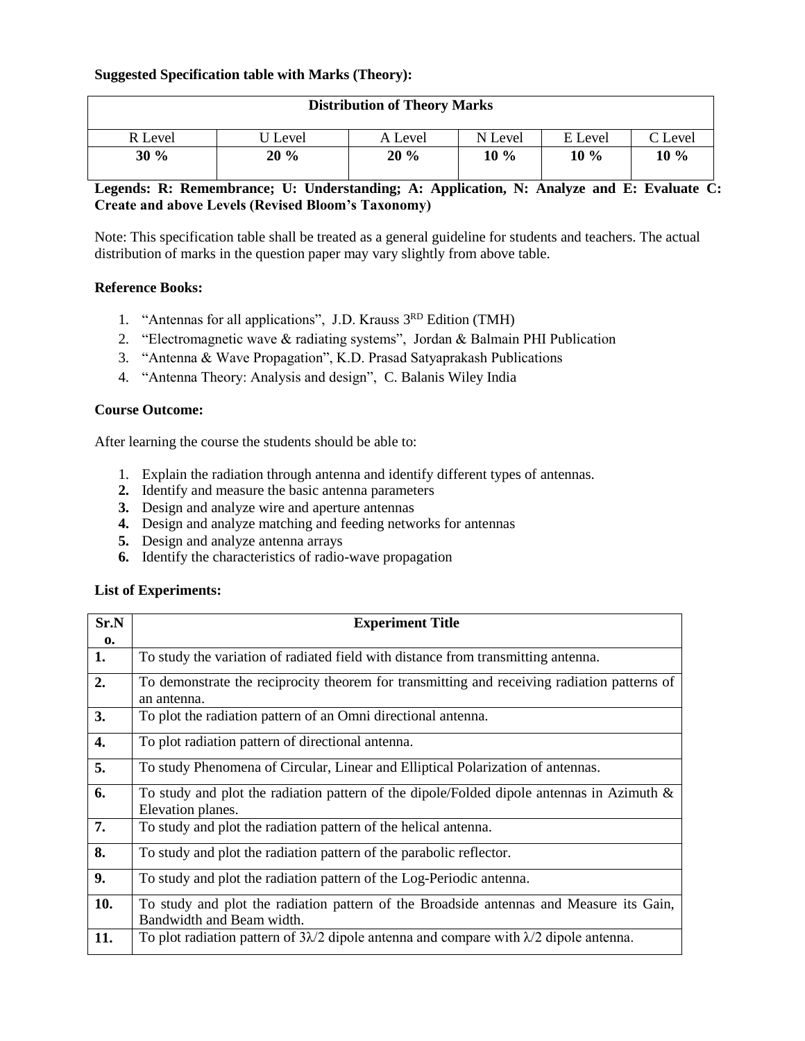**Suggested Specification table with Marks (Theory):**

| Distribution of Theory Marks | | | | | |
|---|---|---|---|---|---|
| R Level | U Level | A Level | N Level | E Level | C Level |
| **30 %** | **20 %** | **20 %** | **10 %** | **10 %** | **10 %** |

**Legends: R: Remembrance; U: Understanding; A: Application, N: Analyze and E: Evaluate C: Create and above Levels (Revised Bloom's Taxonomy)**

Note: This specification table shall be treated as a general guideline for students and teachers. The actual distribution of marks in the question paper may vary slightly from above table.

**Reference Books:**

1. "Antennas for all applications", J.D. Krauss 3RD Edition (TMH)
2. "Electromagnetic wave & radiating systems", Jordan & Balmain PHI Publication
3. "Antenna & Wave Propagation", K.D. Prasad Satyaprakash Publications
4. "Antenna Theory: Analysis and design", C. Balanis Wiley India

**Course Outcome:**

After learning the course the students should be able to:

1. Explain the radiation through antenna and identify different types of antennas.
2. Identify and measure the basic antenna parameters
3. Design and analyze wire and aperture antennas
4. Design and analyze matching and feeding networks for antennas
5. Design and analyze antenna arrays
6. Identify the characteristics of radio-wave propagation

**List of Experiments:**

| Sr.No. | Experiment Title |
|---|---|
| **1.** | To study the variation of radiated field with distance from transmitting antenna. |
| **2.** | To demonstrate the reciprocity theorem for transmitting and receiving radiation patterns of an antenna. |
| **3.** | To plot the radiation pattern of an Omni directional antenna. |
| **4.** | To plot radiation pattern of directional antenna. |
| **5.** | To study Phenomena of Circular, Linear and Elliptical Polarization of antennas. |
| **6.** | To study and plot the radiation pattern of the dipole/Folded dipole antennas in Azimuth & Elevation planes. |
| **7.** | To study and plot the radiation pattern of the helical antenna. |
| **8.** | To study and plot the radiation pattern of the parabolic reflector. |
| **9.** | To study and plot the radiation pattern of the Log-Periodic antenna. |
| **10.** | To study and plot the radiation pattern of the Broadside antennas and Measure its Gain, Bandwidth and Beam width. |
| **11.** | To plot radiation pattern of $3\lambda/2$ dipole antenna and compare with $\lambda/2$ dipole antenna. |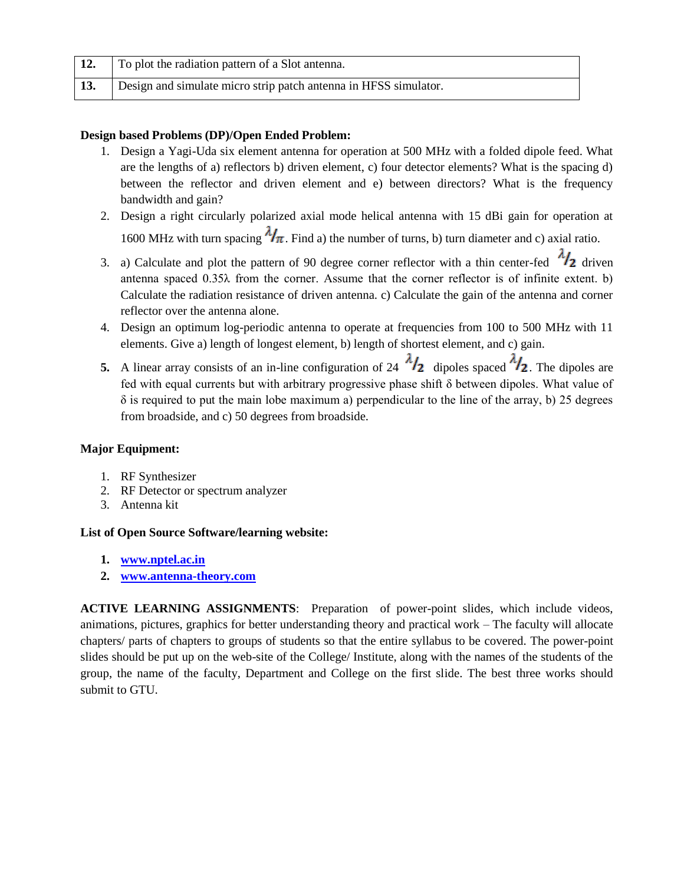| | |
|---|---|
| **12.** | To plot the radiation pattern of a Slot antenna. |
| **13.** | Design and simulate micro strip patch antenna in HFSS simulator. |

**Design based Problems (DP)/Open Ended Problem:**

1. Design a Yagi-Uda six element antenna for operation at 500 MHz with a folded dipole feed. What are the lengths of a) reflectors b) driven element, c) four detector elements? What is the spacing d) between the reflector and driven element and e) between directors? What is the frequency bandwidth and gain?
2. Design a right circularly polarized axial mode helical antenna with 15 dBi gain for operation at 1600 MHz with turn spacing $\lambda/\pi$. Find a) the number of turns, b) turn diameter and c) axial ratio.
3. a) Calculate and plot the pattern of 90 degree corner reflector with a thin center-fed $\lambda/2$ driven antenna spaced 0.35λ from the corner. Assume that the corner reflector is of infinite extent. b) Calculate the radiation resistance of driven antenna. c) Calculate the gain of the antenna and corner reflector over the antenna alone.
4. Design an optimum log-periodic antenna to operate at frequencies from 100 to 500 MHz with 11 elements. Give a) length of longest element, b) length of shortest element, and c) gain.
5. A linear array consists of an in-line configuration of 24 $\lambda/2$ dipoles spaced $\lambda/2$. The dipoles are fed with equal currents but with arbitrary progressive phase shift δ between dipoles. What value of δ is required to put the main lobe maximum a) perpendicular to the line of the array, b) 25 degrees from broadside, and c) 50 degrees from broadside.

**Major Equipment:**

1. RF Synthesizer
2. RF Detector or spectrum analyzer
3. Antenna kit

**List of Open Source Software/learning website:**

1. **www.nptel.ac.in**
2. **www.antenna-theory.com**

**ACTIVE LEARNING ASSIGNMENTS**: Preparation of power-point slides, which include videos, animations, pictures, graphics for better understanding theory and practical work – The faculty will allocate chapters/ parts of chapters to groups of students so that the entire syllabus to be covered. The power-point slides should be put up on the web-site of the College/ Institute, along with the names of the students of the group, the name of the faculty, Department and College on the first slide. The best three works should submit to GTU.